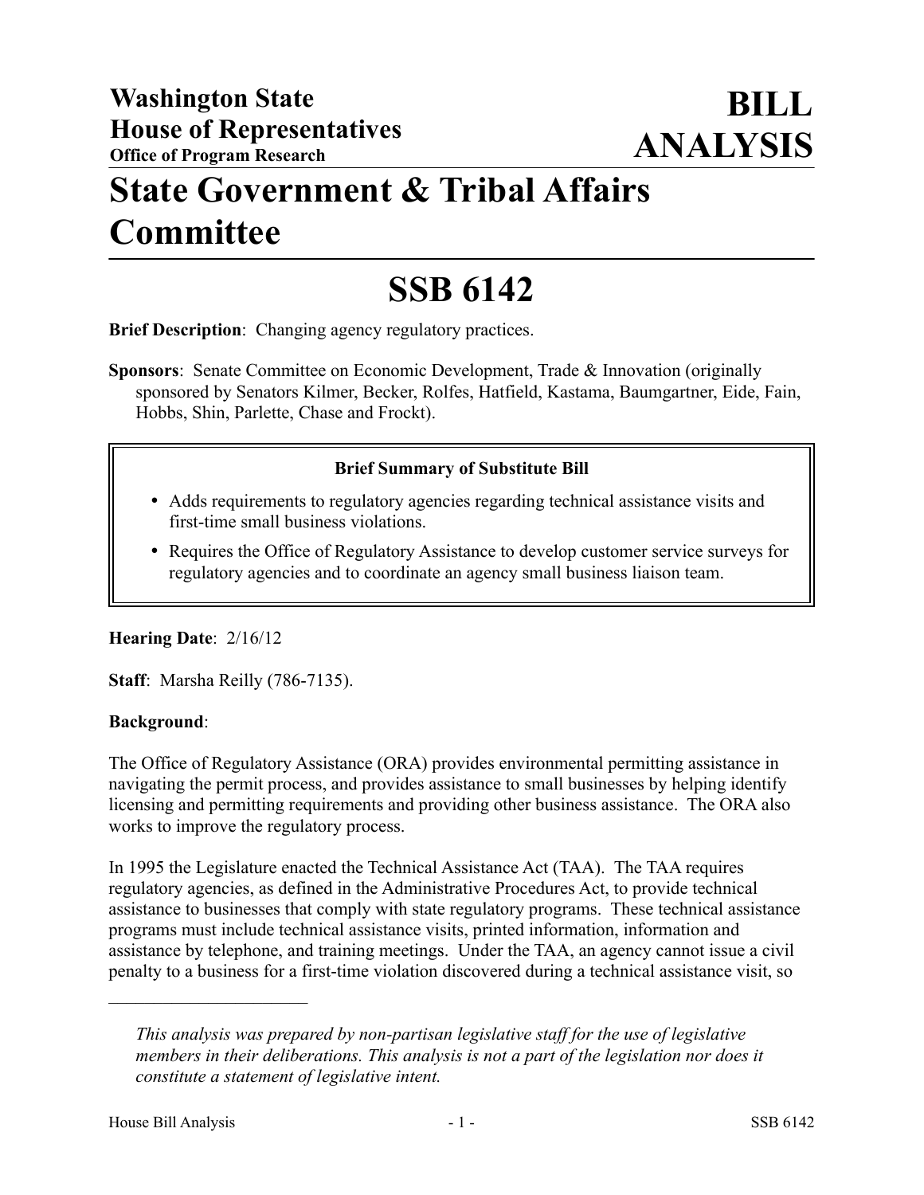**Washington State House of Representatives**
**Office of Program Research**

# BILL ANALYSIS

# State Government & Tribal Affairs Committee

# SSB 6142

**Brief Description**: Changing agency regulatory practices.

**Sponsors**: Senate Committee on Economic Development, Trade & Innovation (originally sponsored by Senators Kilmer, Becker, Rolfes, Hatfield, Kastama, Baumgartner, Eide, Fain, Hobbs, Shin, Parlette, Chase and Frockt).

**Brief Summary of Substitute Bill**

- Adds requirements to regulatory agencies regarding technical assistance visits and first-time small business violations.
- Requires the Office of Regulatory Assistance to develop customer service surveys for regulatory agencies and to coordinate an agency small business liaison team.

**Hearing Date**: 2/16/12

**Staff**: Marsha Reilly (786-7135).

**Background**:

The Office of Regulatory Assistance (ORA) provides environmental permitting assistance in navigating the permit process, and provides assistance to small businesses by helping identify licensing and permitting requirements and providing other business assistance. The ORA also works to improve the regulatory process.

In 1995 the Legislature enacted the Technical Assistance Act (TAA). The TAA requires regulatory agencies, as defined in the Administrative Procedures Act, to provide technical assistance to businesses that comply with state regulatory programs. These technical assistance programs must include technical assistance visits, printed information, information and assistance by telephone, and training meetings. Under the TAA, an agency cannot issue a civil penalty to a business for a first-time violation discovered during a technical assistance visit, so

---

*This analysis was prepared by non-partisan legislative staff for the use of legislative members in their deliberations. This analysis is not a part of the legislation nor does it constitute a statement of legislative intent.*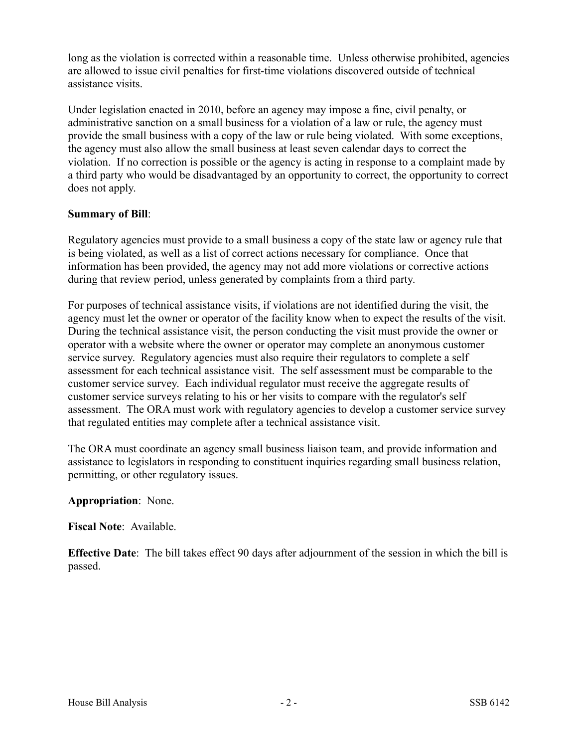long as the violation is corrected within a reasonable time. Unless otherwise prohibited, agencies are allowed to issue civil penalties for first-time violations discovered outside of technical assistance visits.

Under legislation enacted in 2010, before an agency may impose a fine, civil penalty, or administrative sanction on a small business for a violation of a law or rule, the agency must provide the small business with a copy of the law or rule being violated. With some exceptions, the agency must also allow the small business at least seven calendar days to correct the violation. If no correction is possible or the agency is acting in response to a complaint made by a third party who would be disadvantaged by an opportunity to correct, the opportunity to correct does not apply.

**Summary of Bill**:

Regulatory agencies must provide to a small business a copy of the state law or agency rule that is being violated, as well as a list of correct actions necessary for compliance. Once that information has been provided, the agency may not add more violations or corrective actions during that review period, unless generated by complaints from a third party.

For purposes of technical assistance visits, if violations are not identified during the visit, the agency must let the owner or operator of the facility know when to expect the results of the visit. During the technical assistance visit, the person conducting the visit must provide the owner or operator with a website where the owner or operator may complete an anonymous customer service survey. Regulatory agencies must also require their regulators to complete a self assessment for each technical assistance visit. The self assessment must be comparable to the customer service survey. Each individual regulator must receive the aggregate results of customer service surveys relating to his or her visits to compare with the regulator's self assessment. The ORA must work with regulatory agencies to develop a customer service survey that regulated entities may complete after a technical assistance visit.

The ORA must coordinate an agency small business liaison team, and provide information and assistance to legislators in responding to constituent inquiries regarding small business relation, permitting, or other regulatory issues.

**Appropriation**: None.

**Fiscal Note**: Available.

**Effective Date**: The bill takes effect 90 days after adjournment of the session in which the bill is passed.